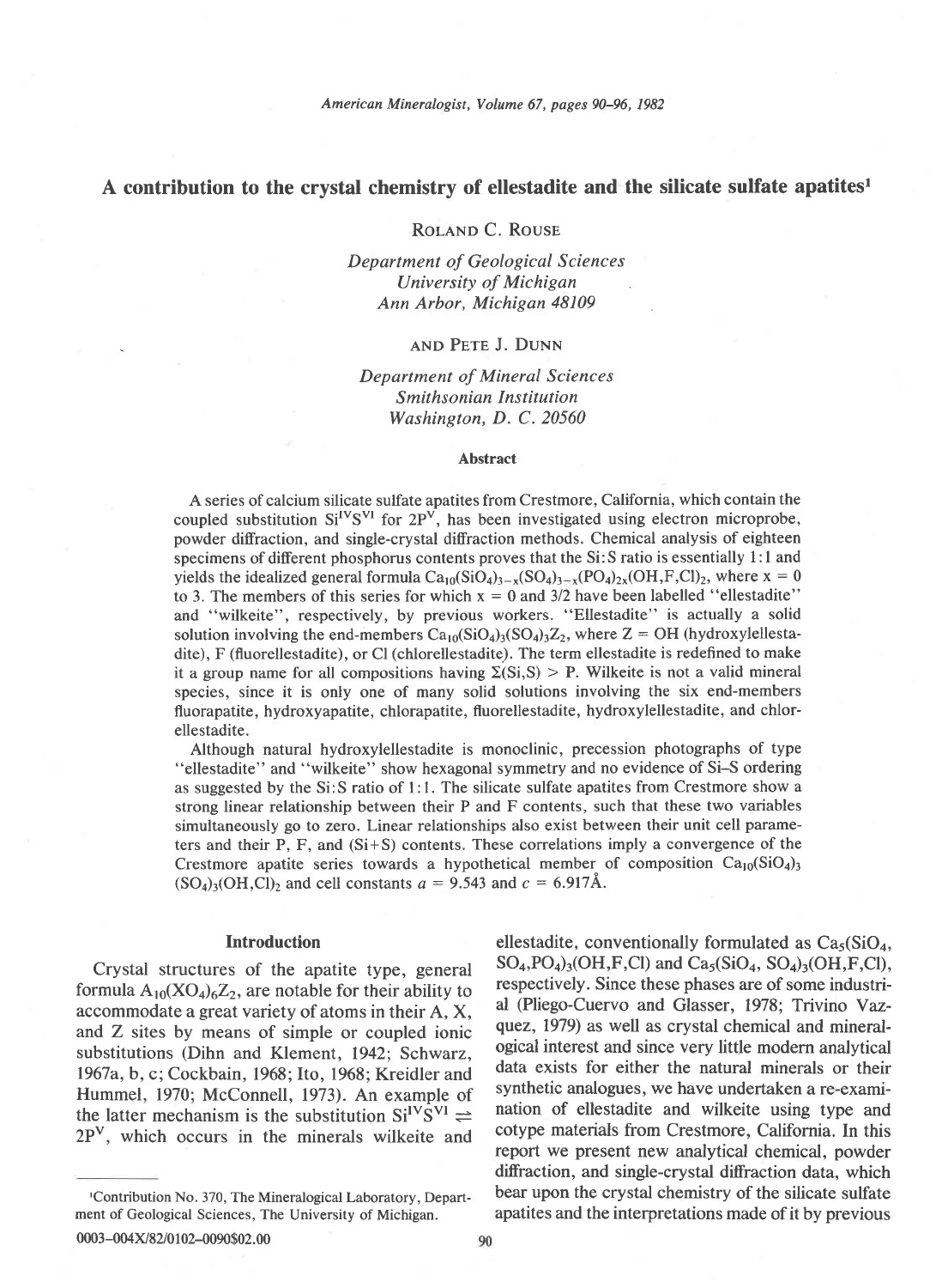# A contribution to the crystal chemistry of ellestadite and the silicate sulfate apatites[1]

Roland C. Rouse

*Department of Geological Sciences*
*University of Michigan*
*Ann Arbor, Michigan 48109*

and Pete J. Dunn

*Department of Mineral Sciences*
*Smithsonian Institution*
*Washington, D. C. 20560*

## Abstract

A series of calcium silicate sulfate apatites from Crestmore, California, which contain the coupled substitution $Si^{IV}S^{VI}$ for $2P^{V}$, has been investigated using electron microprobe, powder diffraction, and single-crystal diffraction methods. Chemical analysis of eighteen specimens of different phosphorus contents proves that the Si:S ratio is essentially 1:1 and yields the idealized general formula $Ca_{10}(SiO_4)_{3-x}(SO_4)_{3-x}(PO_4)_{2x}(OH,F,Cl)_2$, where x = 0 to 3. The members of this series for which x = 0 and 3/2 have been labelled "ellestadite" and "wilkeite", respectively, by previous workers. "Ellestadite" is actually a solid solution involving the end-members $Ca_{10}(SiO_4)_3(SO_4)_3Z_2$, where Z = OH (hydroxylellestadite), F (fluorellestadite), or Cl (chlorellestadite). The term ellestadite is redefined to make it a group name for all compositions having $\Sigma(Si,S) > P$. Wilkeite is not a valid mineral species, since it is only one of many solid solutions involving the six end-members fluorapatite, hydroxyapatite, chlorapatite, fluorellestadite, hydroxylellestadite, and chlorellestadite.

Although natural hydroxylellestadite is monoclinic, precession photographs of type "ellestadite" and "wilkeite" show hexagonal symmetry and no evidence of Si–S ordering as suggested by the Si:S ratio of 1:1. The silicate sulfate apatites from Crestmore show a strong linear relationship between their P and F contents, such that these two variables simultaneously go to zero. Linear relationships also exist between their unit cell parameters and their P, F, and (Si+S) contents. These correlations imply a convergence of the Crestmore apatite series towards a hypothetical member of composition $Ca_{10}(SiO_4)_3(SO_4)_3(OH,Cl)_2$ and cell constants $a$ = 9.543 and $c$ = 6.917Å.

## Introduction

Crystal structures of the apatite type, general formula $A_{10}(XO_4)_6Z_2$, are notable for their ability to accommodate a great variety of atoms in their A, X, and Z sites by means of simple or coupled ionic substitutions (Dihn and Klement, 1942; Schwarz, 1967a, b, c; Cockbain, 1968; Ito, 1968; Kreidler and Hummel, 1970; McConnell, 1973). An example of the latter mechanism is the substitution $Si^{IV}S^{VI} \rightleftharpoons 2P^{V}$, which occurs in the minerals wilkeite and ellestadite, conventionally formulated as $Ca_5(SiO_4,SO_4,PO_4)_3(OH,F,Cl)$ and $Ca_5(SiO_4,SO_4)_3(OH,F,Cl)$, respectively. Since these phases are of some industrial (Pliego-Cuervo and Glasser, 1978; Trivino Vazquez, 1979) as well as crystal chemical and mineralogical interest and since very little modern analytical data exists for either the natural minerals or their synthetic analogues, we have undertaken a re-examination of ellestadite and wilkeite using type and cotype materials from Crestmore, California. In this report we present new analytical chemical, powder diffraction, and single-crystal diffraction data, which bear upon the crystal chemistry of the silicate sulfate apatites and the interpretations made of it by previous

[1] Contribution No. 370, The Mineralogical Laboratory, Department of Geological Sciences, The University of Michigan.

0003-004X/82/0102-0090$02.00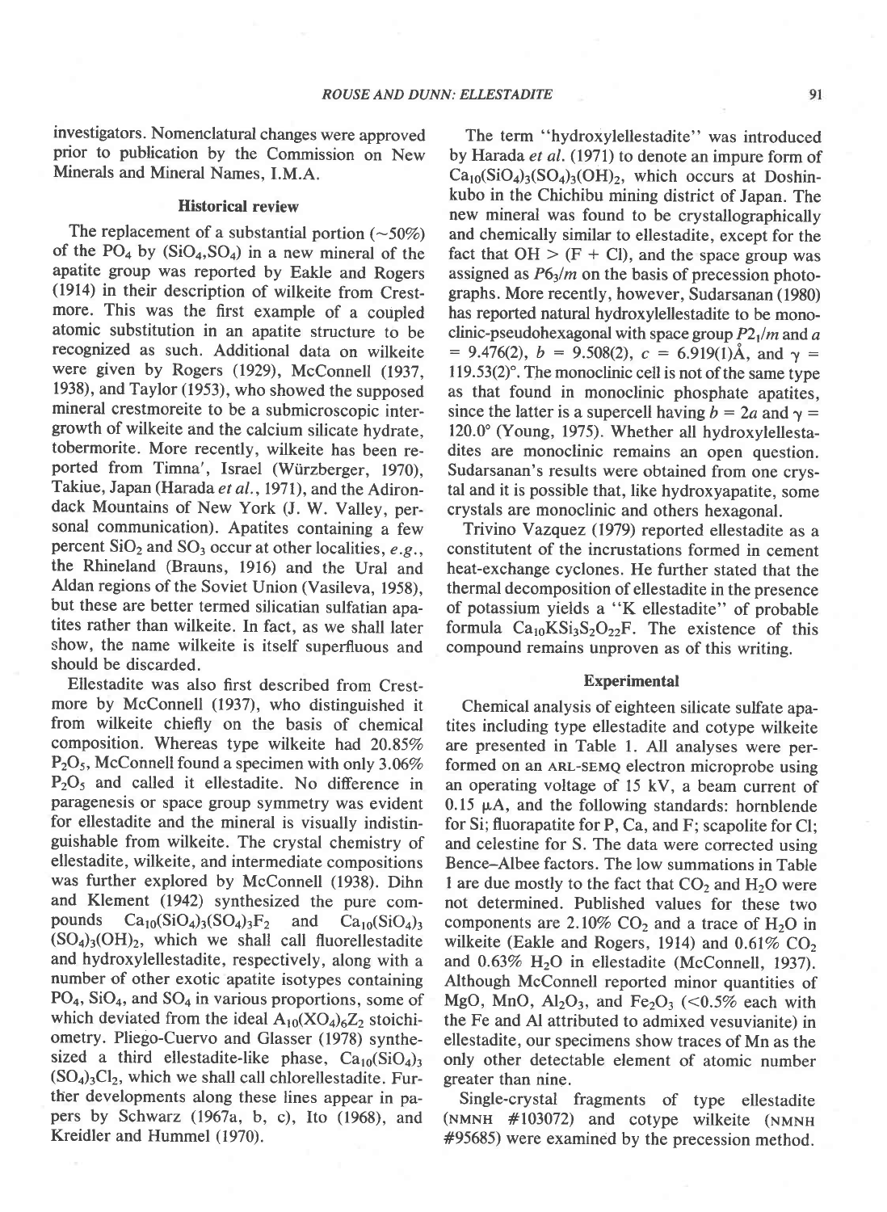investigators. Nomenclatural changes were approved prior to publication by the Commission on New Minerals and Mineral Names, I.M.A.

## Historical review

The replacement of a substantial portion (~50%) of the $PO_4$ by ($SiO_4$,$SO_4$) in a new mineral of the apatite group was reported by Eakle and Rogers (1914) in their description of wilkeite from Crestmore. This was the first example of a coupled atomic substitution in an apatite structure to be recognized as such. Additional data on wilkeite were given by Rogers (1929), McConnell (1937, 1938), and Taylor (1953), who showed the supposed mineral crestmoreite to be a submicroscopic intergrowth of wilkeite and the calcium silicate hydrate, tobermorite. More recently, wilkeite has been reported from Timna', Israel (Würzberger, 1970), Takiue, Japan (Harada *et al.*, 1971), and the Adirondack Mountains of New York (J. W. Valley, personal communication). Apatites containing a few percent $SiO_2$ and $SO_3$ occur at other localities, *e.g.*, the Rhineland (Brauns, 1916) and the Ural and Aldan regions of the Soviet Union (Vasileva, 1958), but these are better termed silicatian sulfatian apatites rather than wilkeite. In fact, as we shall later show, the name wilkeite is itself superfluous and should be discarded.

Ellestadite was also first described from Crestmore by McConnell (1937), who distinguished it from wilkeite chiefly on the basis of chemical composition. Whereas type wilkeite had 20.85% $P_2O_5$, McConnell found a specimen with only 3.06% $P_2O_5$ and called it ellestadite. No difference in paragenesis or space group symmetry was evident for ellestadite and the mineral is visually indistinguishable from wilkeite. The crystal chemistry of ellestadite, wilkeite, and intermediate compositions was further explored by McConnell (1938). Dihn and Klement (1942) synthesized the pure compounds $Ca_{10}(SiO_4)_3(SO_4)_3F_2$ and $Ca_{10}(SiO_4)_3(SO_4)_3(OH)_2$, which we shall call fluorellestadite and hydroxylellestadite, respectively, along with a number of other exotic apatite isotypes containing $PO_4$, $SiO_4$, and $SO_4$ in various proportions, some of which deviated from the ideal $A_{10}(XO_4)_6Z_2$ stoichiometry. Pliego-Cuervo and Glasser (1978) synthesized a third ellestadite-like phase, $Ca_{10}(SiO_4)_3(SO_4)_3Cl_2$, which we shall call chlorellestadite. Further developments along these lines appear in papers by Schwarz (1967a, b, c), Ito (1968), and Kreidler and Hummel (1970).

The term "hydroxylellestadite" was introduced by Harada *et al.* (1971) to denote an impure form of $Ca_{10}(SiO_4)_3(SO_4)_3(OH)_2$, which occurs at Doshinkubo in the Chichibu mining district of Japan. The new mineral was found to be crystallographically and chemically similar to ellestadite, except for the fact that OH > (F + Cl), and the space group was assigned as $P6_3/m$ on the basis of precession photographs. More recently, however, Sudarsanan (1980) has reported natural hydroxylellestadite to be monoclinic-pseudohexagonal with space group $P2_1/m$ and $a$ = 9.476(2), $b$ = 9.508(2), $c$ = 6.919(1)Å, and $\gamma$ = 119.53(2)°. The monoclinic cell is not of the same type as that found in monoclinic phosphate apatites, since the latter is a supercell having $b = 2a$ and $\gamma$ = 120.0° (Young, 1975). Whether all hydroxylellestadites are monoclinic remains an open question. Sudarsanan's results were obtained from one crystal and it is possible that, like hydroxyapatite, some crystals are monoclinic and others hexagonal.

Trivino Vazquez (1979) reported ellestadite as a constitutent of the incrustations formed in cement heat-exchange cyclones. He further stated that the thermal decomposition of ellestadite in the presence of potassium yields a "K ellestadite" of probable formula $Ca_{10}KSi_3S_2O_{22}F$. The existence of this compound remains unproven as of this writing.

## Experimental

Chemical analysis of eighteen silicate sulfate apatites including type ellestadite and cotype wilkeite are presented in Table 1. All analyses were performed on an ARL-SEMQ electron microprobe using an operating voltage of 15 kV, a beam current of 0.15 μA, and the following standards: hornblende for Si; fluorapatite for P, Ca, and F; scapolite for Cl; and celestine for S. The data were corrected using Bence–Albee factors. The low summations in Table 1 are due mostly to the fact that $CO_2$ and $H_2O$ were not determined. Published values for these two components are 2.10% $CO_2$ and a trace of $H_2O$ in wilkeite (Eakle and Rogers, 1914) and 0.61% $CO_2$ and 0.63% $H_2O$ in ellestadite (McConnell, 1937). Althoug McConnell reported minor quantities of MgO, MnO, $Al_2O_3$, and $Fe_2O_3$ (<0.5% each with the Fe and Al attributed to admixed vesuvianite) in ellestadite, our specimens show traces of Mn as the only other detectable element of atomic number greater than nine.

Single-crystal fragments of type ellestadite (NMNH #103072) and cotype wilkeite (NMNH #95685) were examined by the precession method.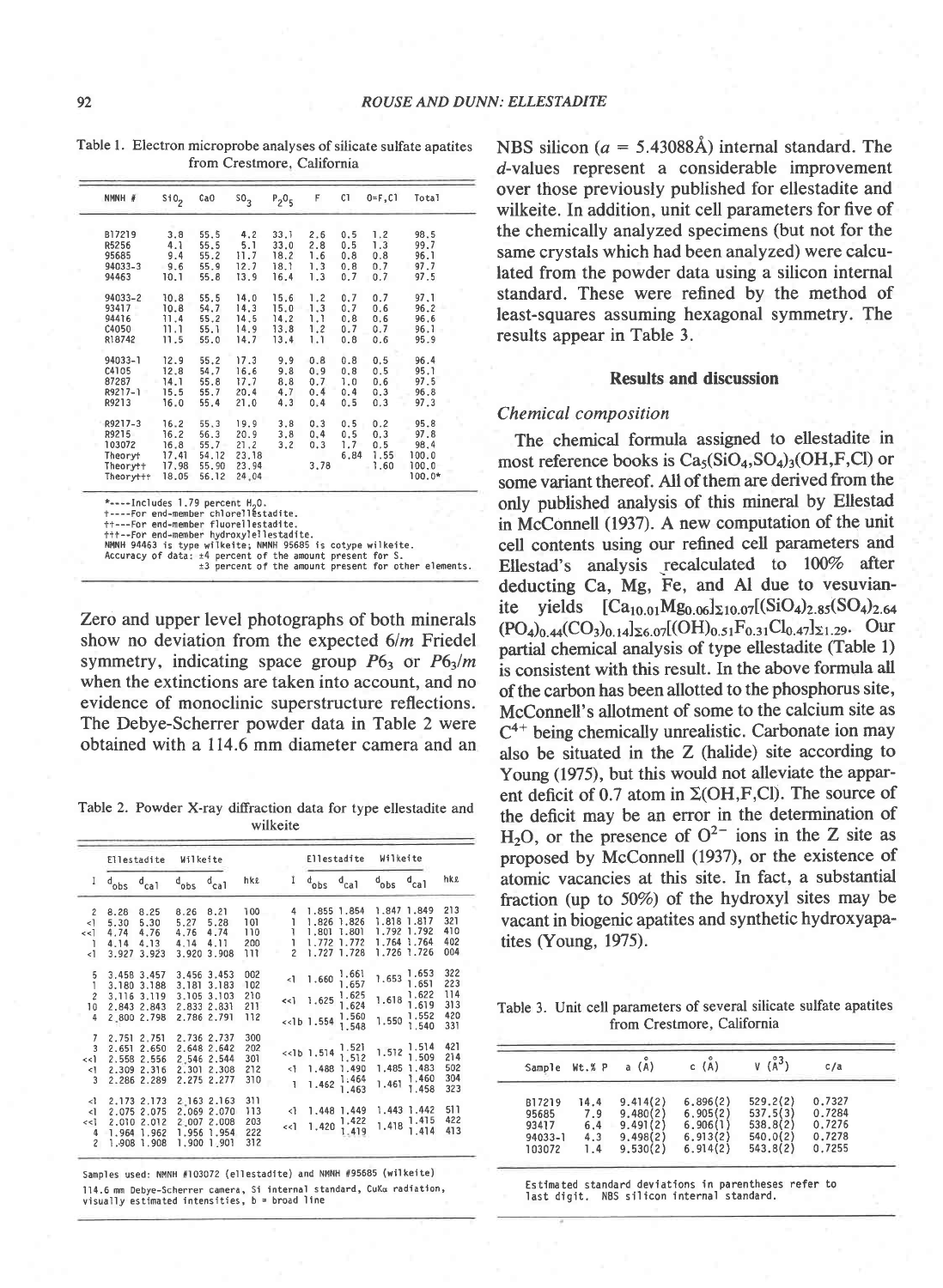Table 1. Electron microprobe analyses of silicate sulfate apatites from Crestmore, California

| NMNH # | $SiO_2$ | CaO | $SO_3$ | $P_2O_5$ | F | Cl | O=F,Cl | Total |
|---|---|---|---|---|---|---|---|---|
| B17219 | 3.8 | 55.5 | 4.2 | 33.1 | 2.6 | 0.5 | 1.2 | 98.5 |
| R5256 | 4.1 | 55.5 | 5.1 | 33.0 | 2.8 | 0.5 | 1.3 | 99.7 |
| 95685 | 9.4 | 55.2 | 11.7 | 18.2 | 1.6 | 0.8 | 0.8 | 96.1 |
| 94033-3 | 9.6 | 55.9 | 12.7 | 18.1 | 1.3 | 0.8 | 0.7 | 97.7 |
| 94463 | 10.1 | 55.8 | 13.9 | 16.4 | 1.3 | 0.7 | 0.7 | 97.5 |
| 94033-2 | 10.8 | 55.5 | 14.0 | 15.6 | 1.2 | 0.7 | 0.7 | 97.1 |
| 93417 | 10.8 | 54.7 | 14.3 | 15.0 | 1.3 | 0.7 | 0.6 | 96.2 |
| 94416 | 11.4 | 55.2 | 14.5 | 14.2 | 1.1 | 0.8 | 0.6 | 96.6 |
| C4050 | 11.1 | 55.1 | 14.9 | 13.8 | 1.2 | 0.7 | 0.7 | 96.1 |
| R18742 | 11.5 | 55.0 | 14.7 | 13.4 | 1.1 | 0.8 | 0.6 | 95.9 |
| 94033-1 | 12.9 | 55.2 | 17.3 | 9.9 | 0.8 | 0.8 | 0.5 | 96.4 |
| C4105 | 12.8 | 54.7 | 16.6 | 9.8 | 0.9 | 0.8 | 0.5 | 95.1 |
| 87287 | 14.1 | 55.8 | 17.7 | 8.8 | 0.7 | 1.0 | 0.6 | 97.5 |
| R9217-1 | 15.5 | 55.7 | 20.4 | 4.7 | 0.4 | 0.4 | 0.3 | 96.8 |
| R9213 | 16.0 | 55.4 | 21.0 | 4.3 | 0.4 | 0.5 | 0.3 | 97.3 |
| R9217-3 | 16.2 | 55.3 | 19.9 | 3.8 | 0.3 | 0.5 | 0.2 | 95.8 |
| R9215 | 16.2 | 56.3 | 20.9 | 3.8 | 0.4 | 0.5 | 0.3 | 97.8 |
| 103072 | 16.8 | 55.7 | 21.2 | 3.2 | 0.3 | 1.7 | 0.5 | 98.4 |
| Theory† | 17.41 | 54.12 | 23.18 | | | 6.84 | 1.55 | 100.0 |
| Theory†† | 17.98 | 55.90 | 23.94 | | 3.78 | | 1.60 | 100.0 |
| Theory††† | 18.05 | 56.12 | 24.04 | | | | | 100.0* |

\*----Includes 1.79 percent $H_2O$.
†----For end-member chlorellestadite.
††---For end-member fluorellestadite.
†††--For end-member hydroxylellestadite.
NMNH 94463 is type wilkeite; NMNH 95685 is cotype wilkeite.
Accuracy of data: ±4 percent of the amount present for S.
±3 percent of the amount present for other elements.

Zero and upper level photographs of both minerals show no deviation from the expected $6/m$ Friedel symmetry, indicating space group $P6_3$ or $P6_3/m$ when the extinctions are taken into account, and no evidence of monoclinic superstructure reflections. The Debye-Scherrer powder data in Table 2 were obtained with a 114.6 mm diameter camera and an NBS silicon ($a$ = 5.43088Å) internal standard. The $d$-values represent a considerable improvement over those previously published for ellestadite and wilkeite. In addition, unit cell parameters for five of the chemically analyzed specimens (but not for the same crystals which had been analyzed) were calculated from the powder data using a silicon internal standard. These were refined by the method of least-squares assuming hexagonal symmetry. The results appear in Table 3.

Table 2. Powder X-ray diffraction data for type ellestadite and wilkeite

| I | Ellestadite $d_{obs}$ | Ellestadite $d_{cal}$ | Wilkeite $d_{obs}$ | Wilkeite $d_{cal}$ | hkℓ |
|---|---|---|---|---|---|
| 2 | 8.28 | 8.25 | 8.26 | 8.21 | 100 |
| <1 | 5.30 | 5.30 | 5.27 | 5.28 | 101 |
| <<1 | 4.74 | 4.76 | 4.76 | 4.74 | 110 |
| 1 | 4.14 | 4.13 | 4.14 | 4.11 | 200 |
| <1 | 3.927 | 3.923 | 3.920 | 3.908 | 111 |
| 5 | 3.458 | 3.457 | 3.456 | 3.453 | 002 |
| 1 | 3.180 | 3.188 | 3.181 | 3.183 | 102 |
| 2 | 3.116 | 3.119 | 3.105 | 3.103 | 210 |
| 10 | 2.843 | 2.843 | 2.833 | 2.831 | 211 |
| 4 | 2.800 | 2.798 | 2.786 | 2.791 | 112 |
| 7 | 2.751 | 2.751 | 2.736 | 2.737 | 300 |
| 3 | 2.651 | 2.650 | 2.648 | 2.642 | 202 |
| <<1 | 2.558 | 2.556 | 2.546 | 2.544 | 301 |
| <1 | 2.309 | 2.316 | 2.301 | 2.308 | 212 |
| 3 | 2.286 | 2.289 | 2.275 | 2.277 | 310 |
| <1 | 2.173 | 2.173 | 2.163 | 2.163 | 311 |
| <1 | 2.075 | 2.075 | 2.069 | 2.070 | 113 |
| <<1 | 2.010 | 2.012 | 2.007 | 2.008 | 203 |
| 4 | 1.964 | 1.962 | 1.956 | 1.954 | 222 |
| 2 | 1.908 | 1.908 | 1.900 | 1.901 | 312 |
| 4 | 1.855 | 1.854 | 1.847 | 1.849 | 213 |
| 1 | 1.826 | 1.826 | 1.818 | 1.817 | 321 |
| 1 | 1.801 | 1.801 | 1.792 | 1.792 | 410 |
| 1 | 1.772 | 1.772 | 1.764 | 1.764 | 402 |
| 2 | 1.727 | 1.728 | 1.726 | 1.726 | 004 |
| <1 | 1.660 | 1.661 | 1.653 | 1.653 | 322 |
| | | 1.657 | | 1.651 | 223 |
| <<1 | 1.625 | 1.625 | 1.618 | 1.622 | 114 |
| | | 1.624 | | 1.619 | 313 |
| <<1b | 1.554 | 1.560 | 1.550 | 1.552 | 420 |
| | | 1.548 | | 1.540 | 331 |
| <<1b | 1.514 | 1.521 | 1.512 | 1.514 | 421 |
| | | 1.512 | | 1.509 | 214 |
| <1 | 1.488 | 1.490 | 1.485 | 1.483 | 502 |
| 1 | 1.462 | 1.464 | 1.461 | 1.460 | 304 |
| | | 1.463 | | 1.458 | 323 |
| <1 | 1.448 | 1.449 | 1.443 | 1.442 | 511 |
| <<1 | 1.420 | 1.422 | 1.418 | 1.415 | 422 |
| | | 1.419 | | 1.414 | 413 |

Samples used: NMNH #103072 (ellestadite) and NMNH #95685 (wilkeite)
114.6 mm Debye-Scherrer camera, Si internal standard, CuKα radiation, visually estimated intensities, b = broad line

## Results and discussion

### Chemical composition

The chemical formula assigned to ellestadite in most reference books is $Ca_5(SiO_4,SO_4)_3(OH,F,Cl)$ or some variant thereof. All of them are derived from the only published analysis of this mineral by Ellestad in McConnell (1937). A new computation of the unit cell contents using our refined cell parameters and Ellestad's analysis recalculated to 100% after deducting Ca, Mg, Fe, and Al due to vesuvianite yields $[Ca_{10.01}Mg_{0.06}]_{\Sigma 10.07}[(SiO_4)_{2.85}(SO_4)_{2.64}(PO_4)_{0.44}(CO_3)_{0.14}]_{\Sigma 6.07}[(OH)_{0.51}F_{0.31}Cl_{0.47}]_{\Sigma 1.29}$. Our partial chemical analysis of type ellestadite (Table 1) is consistent with this result. In the above formula all of the carbon has been allotted to the phosphorus site, McConnell's allotment of some to the calcium site as $C^{4+}$ being chemically unrealistic. Carbonate ion may also be situated in the Z (halide) site according to Young (1975), but this would not alleviate the apparent deficit of 0.7 atom in $\Sigma$(OH,F,Cl). The source of the deficit may be an error in the determination of $H_2O$, or the presence of $O^{2-}$ ions in the Z site as proposed by McConnell (1937), or the existence of atomic vacancies at this site. In fact, a substantial fraction (up to 50%) of the hydroxyl sites may be vacant in biogenic apatites and synthetic hydroxyapatites (Young, 1975).

Table 3. Unit cell parameters of several silicate sulfate apatites from Crestmore, California

| Sample | Wt.% P | a (Å) | c (Å) | V (Å$^3$) | c/a |
|---|---|---|---|---|---|
| B17219 | 14.4 | 9.414(2) | 6.896(2) | 529.2(2) | 0.7327 |
| 95685 | 7.9 | 9.480(2) | 6.905(2) | 537.5(3) | 0.7284 |
| 93417 | 6.4 | 9.491(2) | 6.906(1) | 538.8(2) | 0.7276 |
| 94033-1 | 4.3 | 9.498(2) | 6.913(2) | 540.0(2) | 0.7278 |
| 103072 | 1.4 | 9.530(2) | 6.914(2) | 543.8(2) | 0.7255 |

Estimated standard deviations in parentheses refer to last digit. NBS silicon internal standard.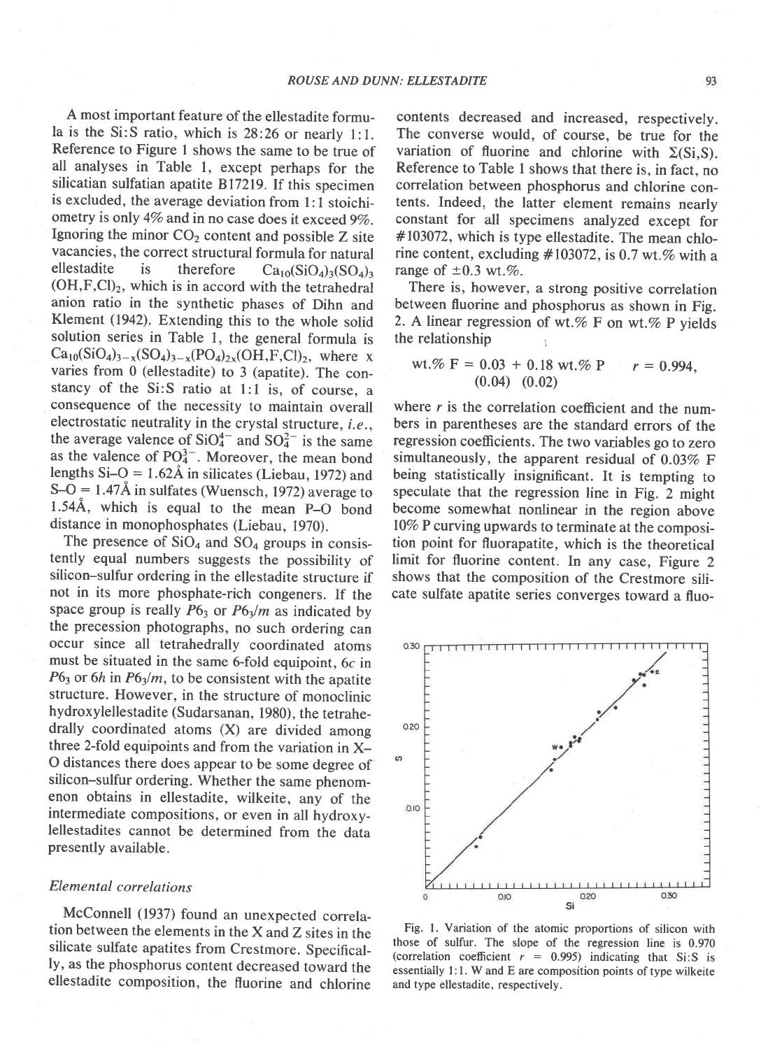A most important feature of the ellestadite formula is the Si:S ratio, which is 28:26 or nearly 1:1. Reference to Figure 1 shows the same to be true of all analyses in Table 1, except perhaps for the silicatian sulfatian apatite B17219. If this specimen is excluded, the average deviation from 1:1 stoichiometry is only 4% and in no case does it exceed 9%. Ignoring the minor $CO_2$ content and possible Z site vacancies, the correct structural formula for natural ellestadite is therefore $Ca_{10}(SiO_4)_3(SO_4)_3(OH,F,Cl)_2$, which is in accord with the tetrahedral anion ratio in the synthetic phases of Dihn and Klement (1942). Extending this to the whole solid solution series in Table 1, the general formula is $Ca_{10}(SiO_4)_{3-x}(SO_4)_{3-x}(PO_4)_{2x}(OH,F,Cl)_2$, where x varies from 0 (ellestadite) to 3 (apatite). The constancy of the Si:S ratio at 1:1 is, of course, a consequence of the necessity to maintain overall electrostatic neutrality in the crystal structure, *i.e.*, the average valence of $SiO_4^{4-}$ and $SO_4^{2-}$ is the same as the valence of $PO_4^{3-}$. Moreover, the mean bond lengths Si–O = 1.62Å in silicates (Liebau, 1972) and S–O = 1.47Å in sulfates (Wuensch, 1972) average to 1.54Å, which is equal to the mean P–O bond distance in monophosphates (Liebau, 1970).

The presence of $SiO_4$ and $SO_4$ groups in consistently equal numbers suggests the possibility of silicon–sulfur ordering in the ellestadite structure if not in its more phosphate-rich congeners. If the space group is really $P6_3$ or $P6_3/m$ as indicated by the precession photographs, no such ordering can occur since all tetrahedrally coordinated atoms must be situated in the same 6-fold equipoint, 6c in $P6_3$ or 6h in $P6_3/m$, to be consistent with the apatite structure. However, in the structure of monoclinic hydroxylellestadite (Sudarsanan, 1980), the tetrahedrally coordinated atoms (X) are divided among three 2-fold equipoints and from the variation in X–O distances there does appear to be some degree of silicon–sulfur ordering. Whether the same phenomenon obtains in ellestadite, wilkeite, any of the intermediate compositions, or even in all hydroxylellestadites cannot be determined from the data presently available.

### *Elemental correlations*

McConnell (1937) found an unexpected correlation between the elements in the X and Z sites in the silicate sulfate apatites from Crestmore. Specifically, as the phosphorus content decreased toward the ellestadite composition, the fluorine and chlorine contents decreased and increased, respectively. The converse would, of course, be true for the variation of fluorine and chlorine with $\Sigma$(Si,S). Reference to Table 1 shows that there is, in fact, no correlation between phosphorus and chlorine contents. Indeed, the latter element remains nearly constant for all specimens analyzed except for #103072, which is type ellestadite. The mean chlorine content, excluding #103072, is 0.7 wt.% with a range of ±0.3 wt.%.

There is, however, a strong positive correlation between fluorine and phosphorus as shown in Fig. 2. A linear regression of wt.% F on wt.% P yields the relationship

$$\text{wt.\% F} = \underset{(0.04)}{0.03} + \underset{(0.02)}{0.18}\ \text{wt.\% P} \qquad r = 0.994,$$

where $r$ is the correlation coefficient and the numbers in parentheses are the standard errors of the regression coefficients. The two variables go to zero simultaneously, the apparent residual of 0.03% F being statistically insignificant. It is tempting to speculate that the regression line in Fig. 2 might become somewhat nonlinear in the region above 10% P curving upwards to terminate at the composition point for fluorapatite, which is the theoretical limit for fluorine content. In any case, Figure 2 shows that the composition of the Crestmore silicate sulfate apatite series converges toward a fluo-

Fig. 1. Variation of the atomic proportions of silicon with those of sulfur. The slope of the regression line is 0.970 (correlation coefficient $r$ = 0.995) indicating that Si:S is essentially 1:1. W and E are composition points of type wilkeite and type ellestadite, respectively.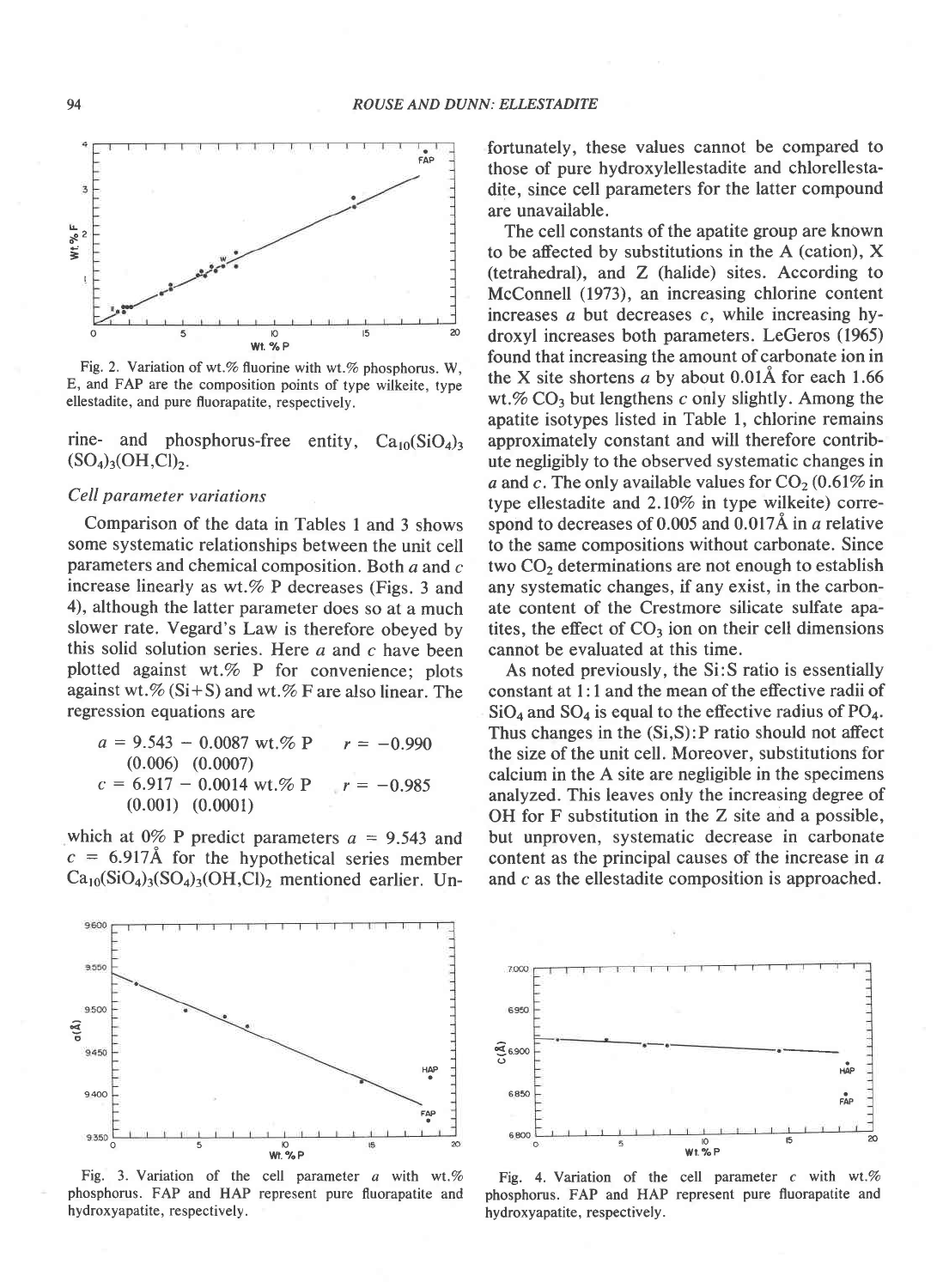Fig. 2. Variation of wt.% fluorine with wt.% phosphorus. W, E, and FAP are the composition points of type wilkeite, type ellestadite, and pure fluorapatite, respectively.

rine- and phosphorus-free entity, $Ca_{10}(SiO_4)_3(SO_4)_3(OH,Cl)_2$.

### Cell parameter variations

Comparison of the data in Tables 1 and 3 shows some systematic relationships between the unit cell parameters and chemical composition. Both *a* and *c* increase linearly as wt.% P decreases (Figs. 3 and 4), although the latter parameter does so at a much slower rate. Vegard's Law is therefore obeyed by this solid solution series. Here *a* and *c* have been plotted against wt.% P for convenience; plots against wt.% (Si+S) and wt.% F are also linear. The regression equations are

$$a = 9.543 - 0.0087 \text{ wt.\% P} \quad r = -0.990$$
$$(0.006) \quad (0.0007)$$

$$c = 6.917 - 0.0014 \text{ wt.\% P} \quad r = -0.985$$
$$(0.001) \quad (0.0001)$$

which at 0% P predict parameters $a = 9.543$ and $c = 6.917$Å for the hypothetical series member $Ca_{10}(SiO_4)_3(SO_4)_3(OH,Cl)_2$ mentioned earlier. Unfortunately, these values cannot be compared to those of pure hydroxylellestadite and chlorellestadite, since cell parameters for the latter compound are unavailable.

The cell constants of the apatite group are known to be affected by substitutions in the A (cation), X (tetrahedral), and Z (halide) sites. According to McConnell (1973), an increasing chlorine content increases *a* but decreases *c*, while increasing hydroxyl increases both parameters. LeGeros (1965) found that increasing the amount of carbonate ion in the X site shortens *a* by about 0.01Å for each 1.66 wt.% $CO_3$ but lengthens *c* only slightly. Among the apatite isotypes listed in Table 1, chlorine remains approximately constant and will therefore contribute negligibly to the observed systematic changes in *a* and *c*. The only available values for $CO_2$ (0.61% in type ellestadite and 2.10% in type wilkeite) correspond to decreases of 0.005 and 0.017Å in *a* relative to the same compositions without carbonate. Since two $CO_2$ determinations are not enough to establish any systematic changes, if any exist, in the carbonate content of the Crestmore silicate sulfate apatites, the effect of $CO_3$ ion on their cell dimensions cannot be evaluated at this time.

As noted previously, the Si:S ratio is essentially constant at 1:1 and the mean of the effective radii of $SiO_4$ and $SO_4$ is equal to the effective radius of $PO_4$. Thus changes in the (Si,S):P ratio should not affect the size of the unit cell. Moreover, substitutions for calcium in the A site are negligible in the specimens analyzed. This leaves only the increasing degree of OH for F substitution in the Z site and a possible, but unproven, systematic decrease in carbonate content as the principal causes of the increase in *a* and *c* as the ellestadite composition is approached.

Fig. 3. Variation of the cell parameter *a* with wt.% phosphorus. FAP and HAP represent pure fluorapatite and hydroxyapatite, respectively.

Fig. 4. Variation of the cell parameter *c* with wt.% phosphorus. FAP and HAP represent pure fluorapatite and hydroxyapatite, respectively.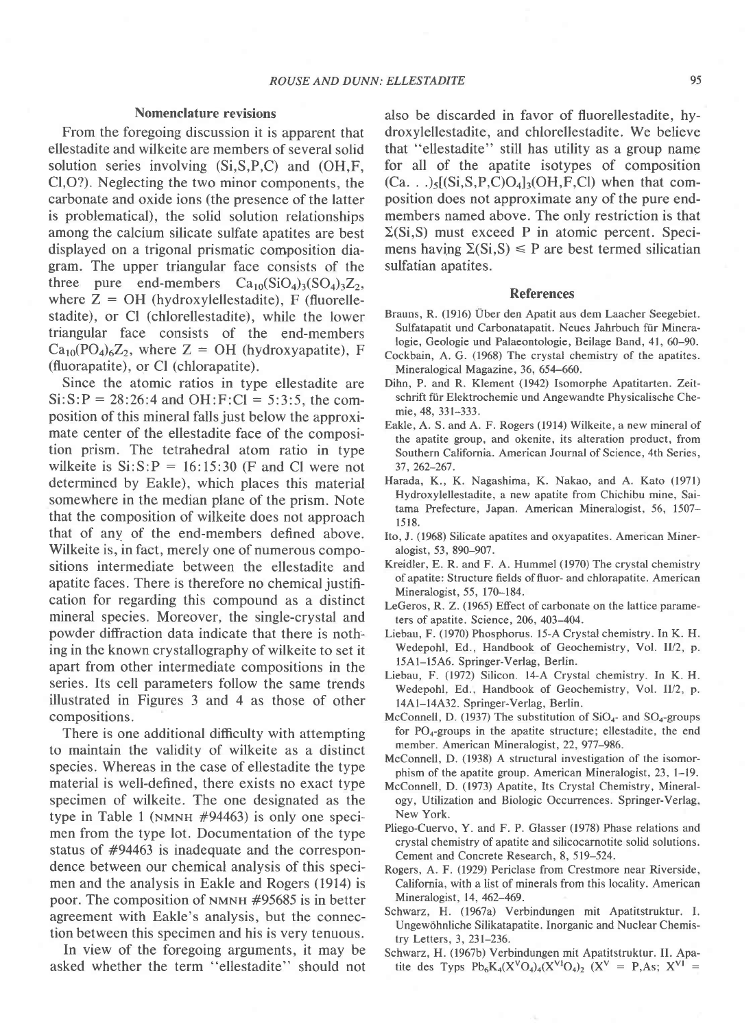### Nomenclature revisions

From the foregoing discussion it is apparent that ellestadite and wilkeite are members of several solid solution series involving (Si,S,P,C) and (OH,F, Cl,O?). Neglecting the two minor components, the carbonate and oxide ions (the presence of the latter is problematical), the solid solution relationships among the calcium silicate sulfate apatites are best displayed on a trigonal prismatic composition diagram. The upper triangular face consists of the three pure end-members $Ca_{10}(SiO_4)_3(SO_4)_3Z_2$, where Z = OH (hydroxylellestadite), F (fluorellestadite), or Cl (chlorellestadite), while the lower triangular face consists of the end-members $Ca_{10}(PO_4)_6Z_2$, where Z = OH (hydroxyapatite), F (fluorapatite), or Cl (chlorapatite).

Since the atomic ratios in type ellestadite are Si:S:P = 28:26:4 and OH:F:Cl = 5:3:5, the composition of this mineral falls just below the approximate center of the ellestadite face of the composition prism. The tetrahedral atom ratio in type wilkeite is Si:S:P = 16:15:30 (F and Cl were not determined by Eakle), which places this material somewhere in the median plane of the prism. Note that the composition of wilkeite does not approach that of any of the end-members defined above. Wilkeite is, in fact, merely one of numerous compositions intermediate between the ellestadite and apatite faces. There is therefore no chemical justification for regarding this compound as a distinct mineral species. Moreover, the single-crystal and powder diffraction data indicate that there is nothing in the known crystallography of wilkeite to set it apart from other intermediate compositions in the series. Its cell parameters follow the same trends illustrated in Figures 3 and 4 as those of other compositions.

There is one additional difficulty with attempting to maintain the validity of wilkeite as a distinct species. Whereas in the case of ellestadite the type material is well-defined, there exists no exact type specimen of wilkeite. The one designated as the type in Table 1 (NMNH #94463) is only one specimen from the type lot. Documentation of the type status of #94463 is inadequate and the correspondence between our chemical analysis of this specimen and the analysis in Eakle and Rogers (1914) is poor. The composition of NMNH #95685 is in better agreement with Eakle's analysis, but the connection between this specimen and his is very tenuous.

In view of the foregoing arguments, it may be asked whether the term "ellestadite" should not also be discarded in favor of fluorellestadite, hydroxylellestadite, and chlorellestadite. We believe that "ellestadite" still has utility as a group name for all of the apatite isotypes of composition $(Ca\ldots)_5[(Si,S,P,C)O_4]_3(OH,F,Cl)$ when that composition does not approximate any of the pure end-members named above. The only restriction is that $\Sigma(Si,S)$ must exceed P in atomic percent. Specimens having $\Sigma(Si,S) \leq P$ are best termed silicatian sulfatian apatites.

### References

Brauns, R. (1916) Über den Apatit aus dem Laacher Seegebiet. Sulfatapatit und Carbonatapatit. Neues Jahrbuch für Mineralogie, Geologie und Palaeontologie, Beilage Band, 41, 60–90.

Cockbain, A. G. (1968) The crystal chemistry of the apatites. Mineralogical Magazine, 36, 654–660.

Dihn, P. and R. Klement (1942) Isomorphe Apatitarten. Zeitschrift für Elektrochemie und Angewandte Physicalische Chemie, 48, 331–333.

Eakle, A. S. and A. F. Rogers (1914) Wilkeite, a new mineral of the apatite group, and okenite, its alteration product, from Southern California. American Journal of Science, 4th Series, 37, 262–267.

Harada, K., K. Nagashima, K. Nakao, and A. Kato (1971) Hydroxylellestadite, a new apatite from Chichibu mine, Saitama Prefecture, Japan. American Mineralogist, 56, 1507–1518.

Ito, J. (1968) Silicate apatites and oxyapatites. American Mineralogist, 53, 890–907.

Kreidler, E. R. and F. A. Hummel (1970) The crystal chemistry of apatite: Structure fields of fluor- and chlorapatite. American Mineralogist, 55, 170–184.

LeGeros, R. Z. (1965) Effect of carbonate on the lattice parameters of apatite. Science, 206, 403–404.

Liebau, F. (1970) Phosphorus. 15-A Crystal chemistry. In K. H. Wedepohl, Ed., Handbook of Geochemistry, Vol. II/2, p. 15A1–15A6. Springer-Verlag, Berlin.

Liebau, F. (1972) Silicon. 14-A Crystal chemistry. In K. H. Wedepohl, Ed., Handbook of Geochemistry, Vol. II/2, p. 14A1–14A32. Springer-Verlag, Berlin.

McConnell, D. (1937) The substitution of $SiO_4$- and $SO_4$-groups for $PO_4$-groups in the apatite structure; ellestadite, the end member. American Mineralogist, 22, 977–986.

McConnell, D. (1938) A structural investigation of the isomorphism of the apatite group. American Mineralogist, 23, 1–19.

McConnell, D. (1973) Apatite, Its Crystal Chemistry, Mineralogy, Utilization and Biologic Occurrences. Springer-Verlag, New York.

Pliego-Cuervo, Y. and F. P. Glasser (1978) Phase relations and crystal chemistry of apatite and silicocarnotite solid solutions. Cement and Concrete Research, 8, 519–524.

Rogers, A. F. (1929) Periclase from Crestmore near Riverside, California, with a list of minerals from this locality. American Mineralogist, 14, 462–469.

Schwarz, H. (1967a) Verbindungen mit Apatitstruktur. I. Ungewöhnliche Silikatapatite. Inorganic and Nuclear Chemistry Letters, 3, 231–236.

Schwarz, H. (1967b) Verbindungen mit Apatitstruktur. II. Apatite des Typs $Pb_6K_4(X^VO_4)_4(X^{VI}O_4)_2$ ($X^V$ = P,As; $X^{VI}$ =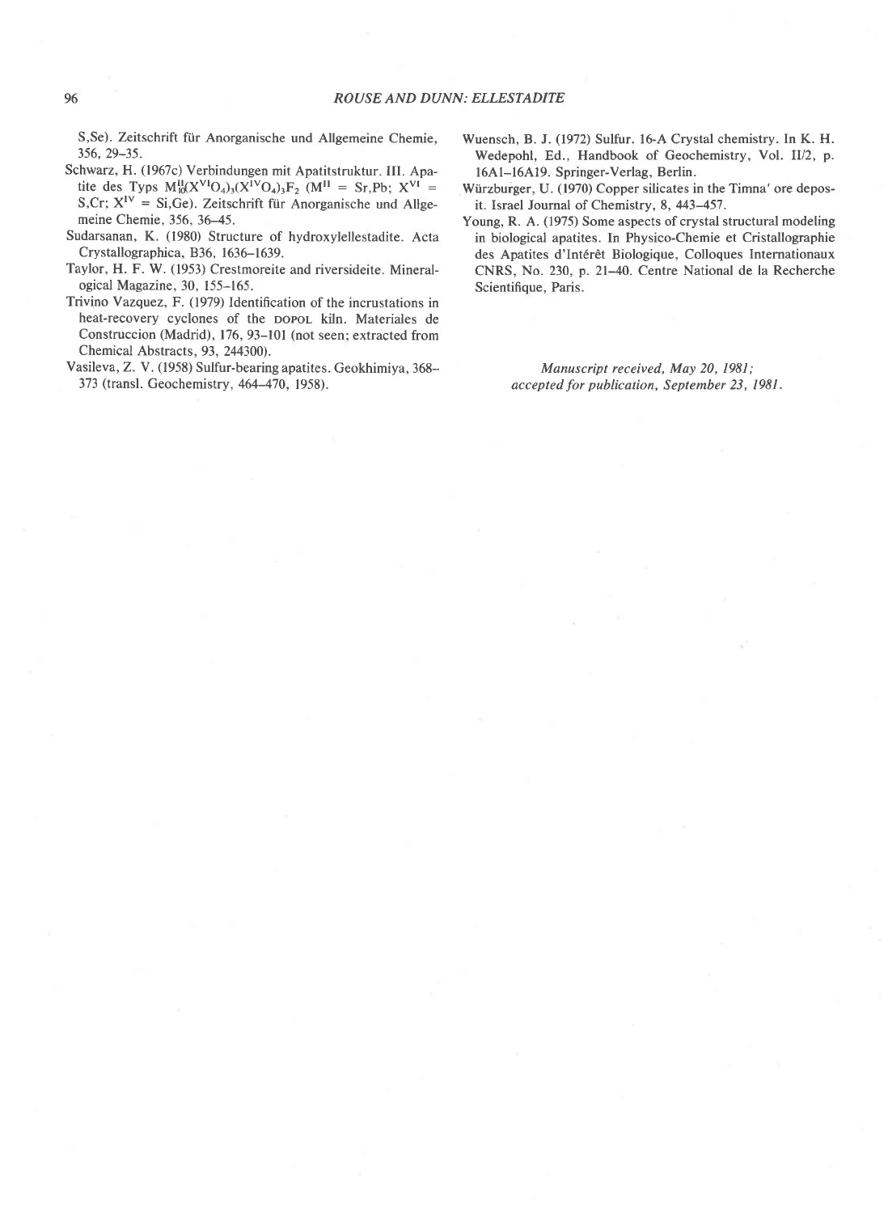S,Se). Zeitschrift für Anorganische und Allgemeine Chemie, 356, 29–35.

Schwarz, H. (1967c) Verbindungen mit Apatitstruktur. III. Apatite des Typs $M^{II}_{10}(X^{VI}O_4)_3(X^{IV}O_4)_3F_2$ ($M^{II}$ = Sr,Pb; $X^{VI}$ = S,Cr; $X^{IV}$ = Si,Ge). Zeitschrift für Anorganische und Allgemeine Chemie, 356, 36–45.

Sudarsanan, K. (1980) Structure of hydroxylellestadite. Acta Crystallographica, B36, 1636–1639.

Taylor, H. F. W. (1953) Crestmoreite and riversideite. Mineralogical Magazine, 30, 155–165.

Trivino Vazquez, F. (1979) Identification of the incrustations in heat-recovery cyclones of the DOPOL kiln. Materiales de Construccion (Madrid), 176, 93–101 (not seen; extracted from Chemical Abstracts, 93, 244300).

Vasileva, Z. V. (1958) Sulfur-bearing apatites. Geokhimiya, 368–373 (transl. Geochemistry, 464–470, 1958).

Wuensch, B. J. (1972) Sulfur. 16-A Crystal chemistry. In K. H. Wedepohl, Ed., Handbook of Geochemistry, Vol. II/2, p. 16A1–16A19. Springer-Verlag, Berlin.

Würzburger, U. (1970) Copper silicates in the Timna' ore deposit. Israel Journal of Chemistry, 8, 443–457.

Young, R. A. (1975) Some aspects of crystal structural modeling in biological apatites. In Physico-Chemie et Cristallographie des Apatites d'Intérêt Biologique, Colloques Internationaux CNRS, No. 230, p. 21–40. Centre National de la Recherche Scientifique, Paris.

*Manuscript received, May 20, 1981;*
*accepted for publication, September 23, 1981.*